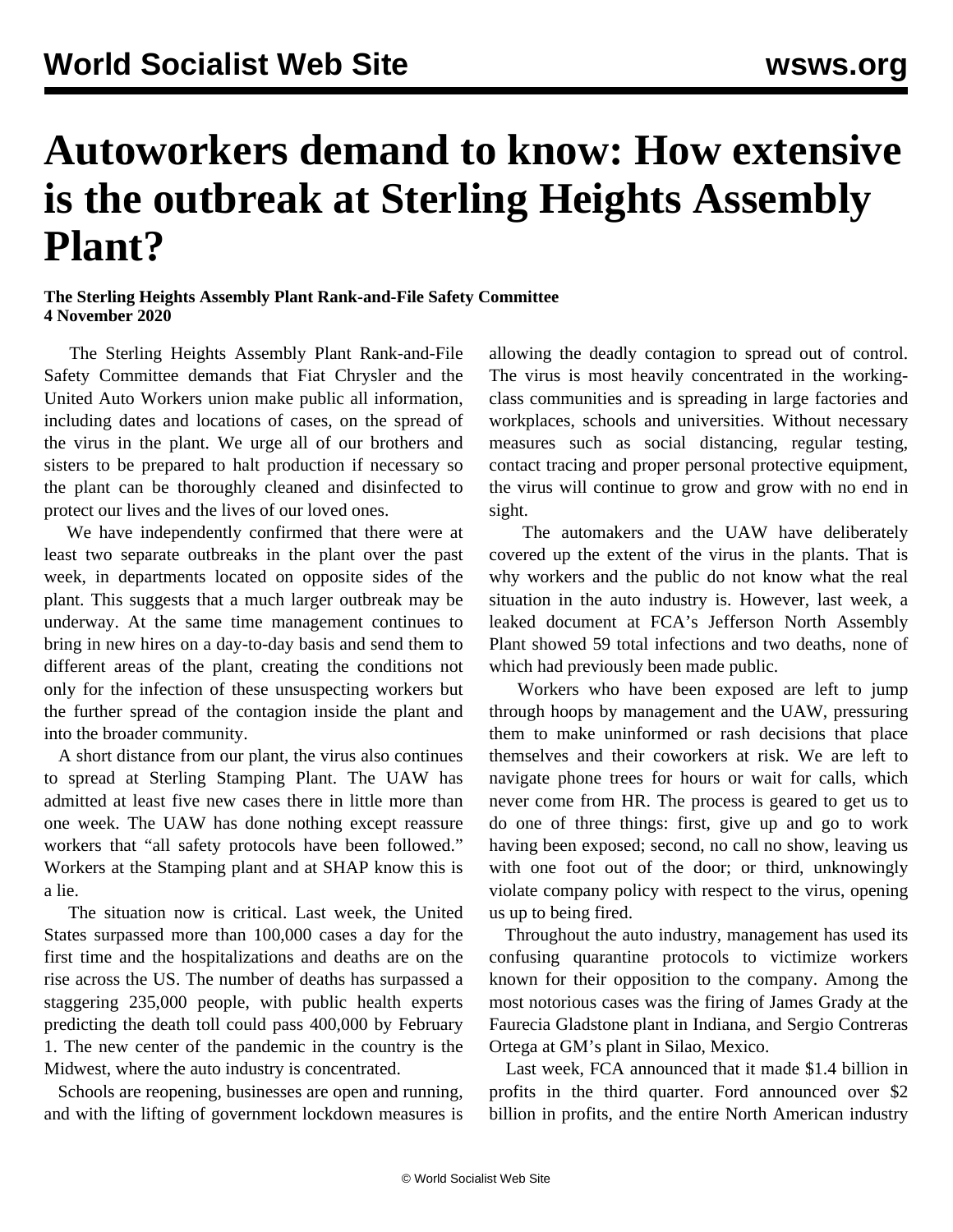# Autoworkers demand to know: How extensive is the outbreak at Sterling Heights Assembly Plant?

**The Sterling Heights Assembly Plant Rank-and-File Safety Committee**
**4 November 2020**

The Sterling Heights Assembly Plant Rank-and-File Safety Committee demands that Fiat Chrysler and the United Auto Workers union make public all information, including dates and locations of cases, on the spread of the virus in the plant. We urge all of our brothers and sisters to be prepared to halt production if necessary so the plant can be thoroughly cleaned and disinfected to protect our lives and the lives of our loved ones.

We have independently confirmed that there were at least two separate outbreaks in the plant over the past week, in departments located on opposite sides of the plant. This suggests that a much larger outbreak may be underway. At the same time management continues to bring in new hires on a day-to-day basis and send them to different areas of the plant, creating the conditions not only for the infection of these unsuspecting workers but the further spread of the contagion inside the plant and into the broader community.

A short distance from our plant, the virus also continues to spread at Sterling Stamping Plant. The UAW has admitted at least five new cases there in little more than one week. The UAW has done nothing except reassure workers that "all safety protocols have been followed." Workers at the Stamping plant and at SHAP know this is a lie.

The situation now is critical. Last week, the United States surpassed more than 100,000 cases a day for the first time and the hospitalizations and deaths are on the rise across the US. The number of deaths has surpassed a staggering 235,000 people, with public health experts predicting the death toll could pass 400,000 by February 1. The new center of the pandemic in the country is the Midwest, where the auto industry is concentrated.

Schools are reopening, businesses are open and running, and with the lifting of government lockdown measures is allowing the deadly contagion to spread out of control. The virus is most heavily concentrated in the working-class communities and is spreading in large factories and workplaces, schools and universities. Without necessary measures such as social distancing, regular testing, contact tracing and proper personal protective equipment, the virus will continue to grow and grow with no end in sight.

The automakers and the UAW have deliberately covered up the extent of the virus in the plants. That is why workers and the public do not know what the real situation in the auto industry is. However, last week, a leaked document at FCA's Jefferson North Assembly Plant showed 59 total infections and two deaths, none of which had previously been made public.

Workers who have been exposed are left to jump through hoops by management and the UAW, pressuring them to make uninformed or rash decisions that place themselves and their coworkers at risk. We are left to navigate phone trees for hours or wait for calls, which never come from HR. The process is geared to get us to do one of three things: first, give up and go to work having been exposed; second, no call no show, leaving us with one foot out of the door; or third, unknowingly violate company policy with respect to the virus, opening us up to being fired.

Throughout the auto industry, management has used its confusing quarantine protocols to victimize workers known for their opposition to the company. Among the most notorious cases was the firing of James Grady at the Faurecia Gladstone plant in Indiana, and Sergio Contreras Ortega at GM's plant in Silao, Mexico.

Last week, FCA announced that it made $1.4 billion in profits in the third quarter. Ford announced over $2 billion in profits, and the entire North American industry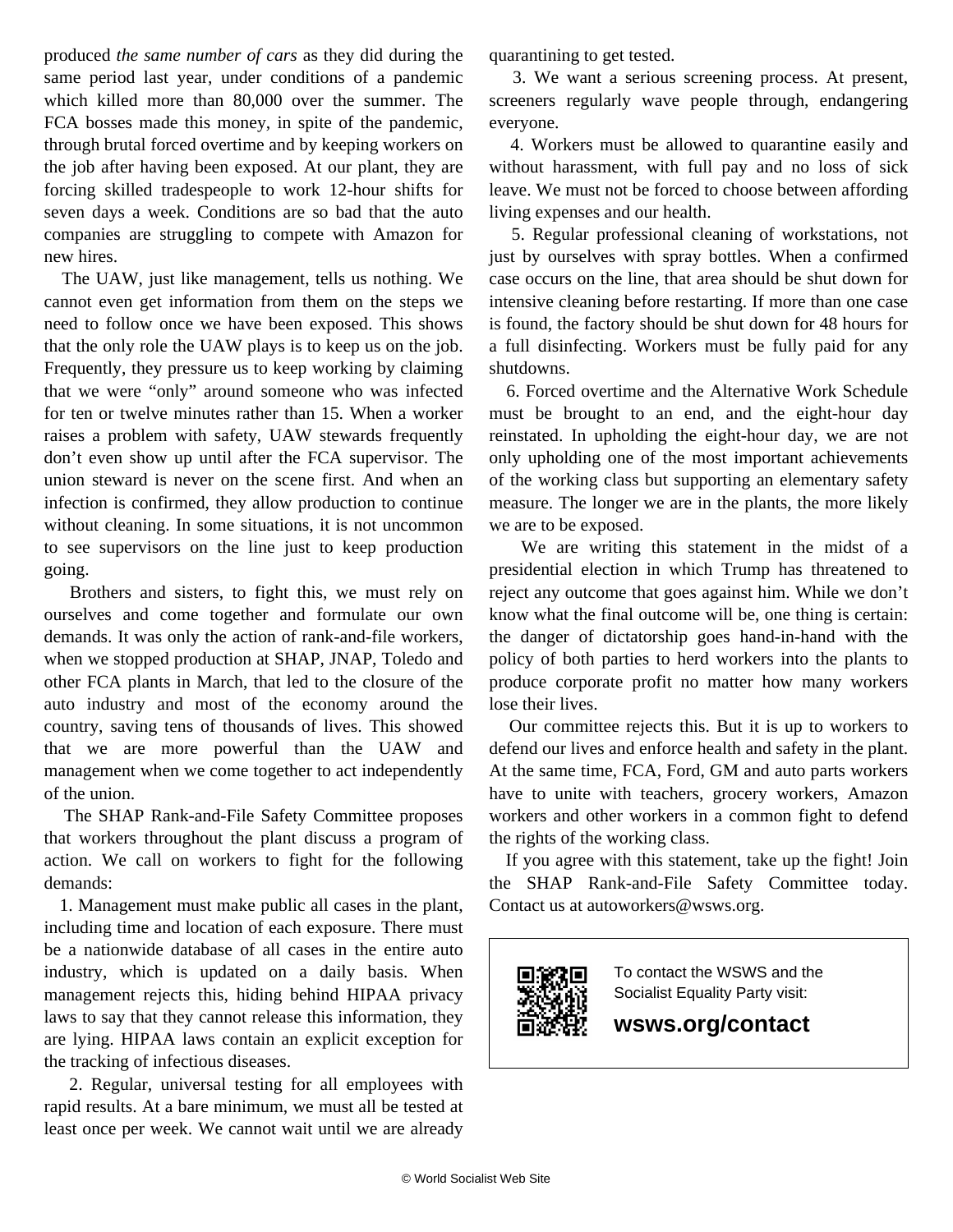produced *the same number of cars* as they did during the same period last year, under conditions of a pandemic which killed more than 80,000 over the summer. The FCA bosses made this money, in spite of the pandemic, through brutal forced overtime and by keeping workers on the job after having been exposed. At our plant, they are forcing skilled tradespeople to work 12-hour shifts for seven days a week. Conditions are so bad that the auto companies are struggling to compete with Amazon for new hires.

The UAW, just like management, tells us nothing. We cannot even get information from them on the steps we need to follow once we have been exposed. This shows that the only role the UAW plays is to keep us on the job. Frequently, they pressure us to keep working by claiming that we were "only" around someone who was infected for ten or twelve minutes rather than 15. When a worker raises a problem with safety, UAW stewards frequently don't even show up until after the FCA supervisor. The union steward is never on the scene first. And when an infection is confirmed, they allow production to continue without cleaning. In some situations, it is not uncommon to see supervisors on the line just to keep production going.

Brothers and sisters, to fight this, we must rely on ourselves and come together and formulate our own demands. It was only the action of rank-and-file workers, when we stopped production at SHAP, JNAP, Toledo and other FCA plants in March, that led to the closure of the auto industry and most of the economy around the country, saving tens of thousands of lives. This showed that we are more powerful than the UAW and management when we come together to act independently of the union.

The SHAP Rank-and-File Safety Committee proposes that workers throughout the plant discuss a program of action. We call on workers to fight for the following demands:

1. Management must make public all cases in the plant, including time and location of each exposure. There must be a nationwide database of all cases in the entire auto industry, which is updated on a daily basis. When management rejects this, hiding behind HIPAA privacy laws to say that they cannot release this information, they are lying. HIPAA laws contain an explicit exception for the tracking of infectious diseases.

2. Regular, universal testing for all employees with rapid results. At a bare minimum, we must all be tested at least once per week. We cannot wait until we are already quarantining to get tested.

3. We want a serious screening process. At present, screeners regularly wave people through, endangering everyone.

4. Workers must be allowed to quarantine easily and without harassment, with full pay and no loss of sick leave. We must not be forced to choose between affording living expenses and our health.

5. Regular professional cleaning of workstations, not just by ourselves with spray bottles. When a confirmed case occurs on the line, that area should be shut down for intensive cleaning before restarting. If more than one case is found, the factory should be shut down for 48 hours for a full disinfecting. Workers must be fully paid for any shutdowns.

6. Forced overtime and the Alternative Work Schedule must be brought to an end, and the eight-hour day reinstated. In upholding the eight-hour day, we are not only upholding one of the most important achievements of the working class but supporting an elementary safety measure. The longer we are in the plants, the more likely we are to be exposed.

We are writing this statement in the midst of a presidential election in which Trump has threatened to reject any outcome that goes against him. While we don't know what the final outcome will be, one thing is certain: the danger of dictatorship goes hand-in-hand with the policy of both parties to herd workers into the plants to produce corporate profit no matter how many workers lose their lives.

Our committee rejects this. But it is up to workers to defend our lives and enforce health and safety in the plant. At the same time, FCA, Ford, GM and auto parts workers have to unite with teachers, grocery workers, Amazon workers and other workers in a common fight to defend the rights of the working class.

If you agree with this statement, take up the fight! Join the SHAP Rank-and-File Safety Committee today. Contact us at autoworkers@wsws.org.

To contact the WSWS and the Socialist Equality Party visit:

**wsws.org/contact**